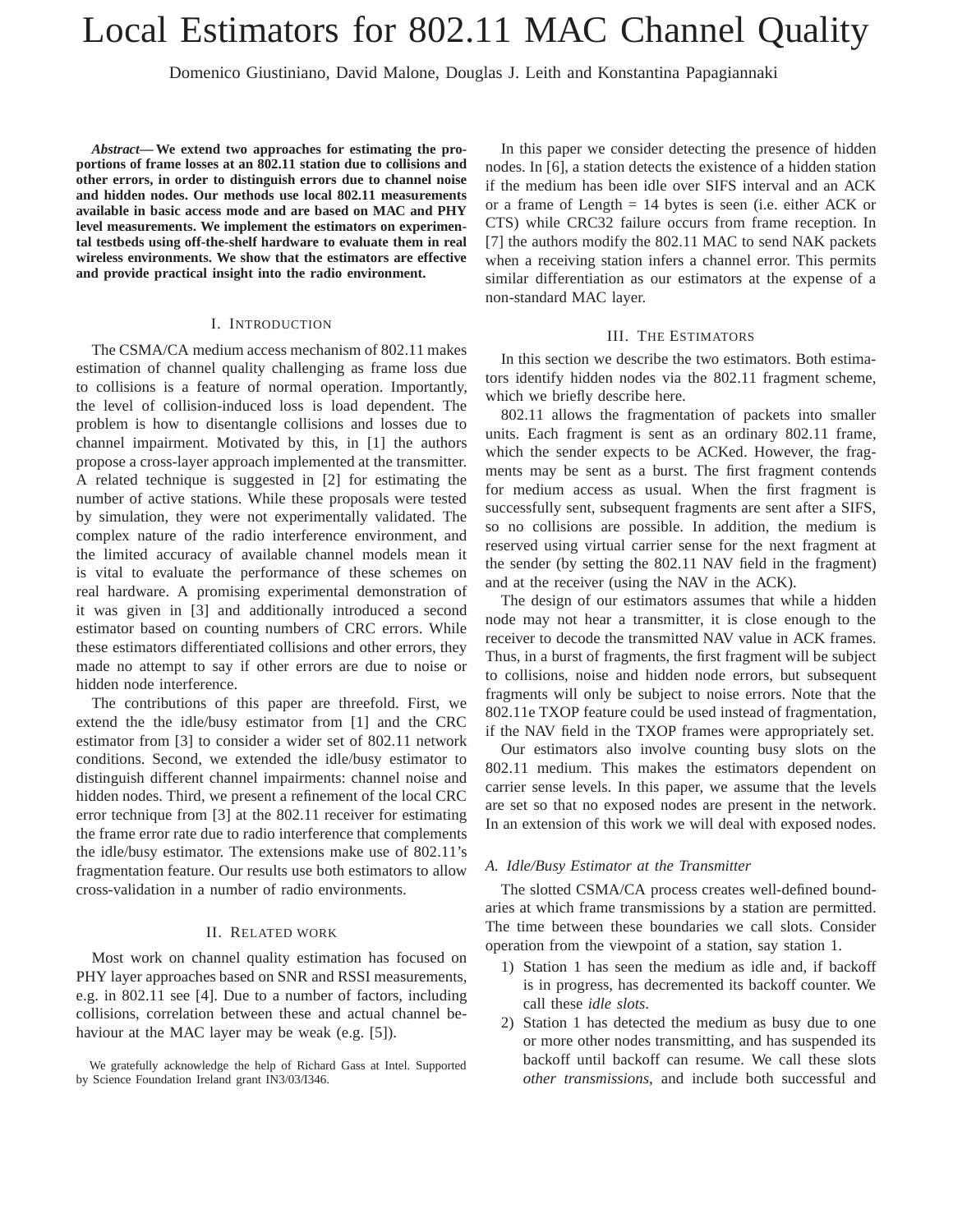# Local Estimators for 802.11 MAC Channel Quality

Domenico Giustiniano, David Malone, Douglas J. Leith and Konstantina Papagiannaki

***Abstract*— We extend two approaches for estimating the proportions of frame losses at an 802.11 station due to collisions and other errors, in order to distinguish errors due to channel noise and hidden nodes. Our methods use local 802.11 measurements available in basic access mode and are based on MAC and PHY level measurements. We implement the estimators on experimental testbeds using off-the-shelf hardware to evaluate them in real wireless environments. We show that the estimators are effective and provide practical insight into the radio environment.**

## I. Introduction

The CSMA/CA medium access mechanism of 802.11 makes estimation of channel quality challenging as frame loss due to collisions is a feature of normal operation. Importantly, the level of collision-induced loss is load dependent. The problem is how to disentangle collisions and losses due to channel impairment. Motivated by this, in [1] the authors propose a cross-layer approach implemented at the transmitter. A related technique is suggested in [2] for estimating the number of active stations. While these proposals were tested by simulation, they were not experimentally validated. The complex nature of the radio interference environment, and the limited accuracy of available channel models mean it is vital to evaluate the performance of these schemes on real hardware. A promising experimental demonstration of it was given in [3] and additionally introduced a second estimator based on counting numbers of CRC errors. While these estimators differentiated collisions and other errors, they made no attempt to say if other errors are due to noise or hidden node interference.

The contributions of this paper are threefold. First, we extend the idle/busy estimator from [1] and the CRC estimator from [3] to consider a wider set of 802.11 network conditions. Second, we extended the idle/busy estimator to distinguish different channel impairments: channel noise and hidden nodes. Third, we present a refinement of the local CRC error technique from [3] at the 802.11 receiver for estimating the frame error rate due to radio interference that complements the idle/busy estimator. The extensions make use of 802.11's fragmentation feature. Our results use both estimators to allow cross-validation in a number of radio environments.

## II. Related work

Most work on channel quality estimation has focused on PHY layer approaches based on SNR and RSSI measurements, e.g. in 802.11 see [4]. Due to a number of factors, including collisions, correlation between these and actual channel behaviour at the MAC layer may be weak (e.g. [5]).

In this paper we consider detecting the presence of hidden nodes. In [6], a station detects the existence of a hidden station if the medium has been idle over SIFS interval and an ACK or a frame of Length = 14 bytes is seen (i.e. either ACK or CTS) while CRC32 failure occurs from frame reception. In [7] the authors modify the 802.11 MAC to send NAK packets when a receiving station infers a channel error. This permits similar differentiation as our estimators at the expense of a non-standard MAC layer.

## III. The Estimators

In this section we describe the two estimators. Both estimators identify hidden nodes via the 802.11 fragment scheme, which we briefly describe here.

802.11 allows the fragmentation of packets into smaller units. Each fragment is sent as an ordinary 802.11 frame, which the sender expects to be ACKed. However, the fragments may be sent as a burst. The first fragment contends for medium access as usual. When the first fragment is successfully sent, subsequent fragments are sent after a SIFS, so no collisions are possible. In addition, the medium is reserved using virtual carrier sense for the next fragment at the sender (by setting the 802.11 NAV field in the fragment) and at the receiver (using the NAV in the ACK).

The design of our estimators assumes that while a hidden node may not hear a transmitter, it is close enough to the receiver to decode the transmitted NAV value in ACK frames. Thus, in a burst of fragments, the first fragment will be subject to collisions, noise and hidden node errors, but subsequent fragments will only be subject to noise errors. Note that the 802.11e TXOP feature could be used instead of fragmentation, if the NAV field in the TXOP frames were appropriately set.

Our estimators also involve counting busy slots on the 802.11 medium. This makes the estimators dependent on carrier sense levels. In this paper, we assume that the levels are set so that no exposed nodes are present in the network. In an extension of this work we will deal with exposed nodes.

### A. Idle/Busy Estimator at the Transmitter

The slotted CSMA/CA process creates well-defined boundaries at which frame transmissions by a station are permitted. The time between these boundaries we call slots. Consider operation from the viewpoint of a station, say station 1.

1) Station 1 has seen the medium as idle and, if backoff is in progress, has decremented its backoff counter. We call these *idle slots*.
2) Station 1 has detected the medium as busy due to one or more other nodes transmitting, and has suspended its backoff until backoff can resume. We call these slots *other transmissions*, and include both successful and

We gratefully acknowledge the help of Richard Gass at Intel. Supported by Science Foundation Ireland grant IN3/03/I346.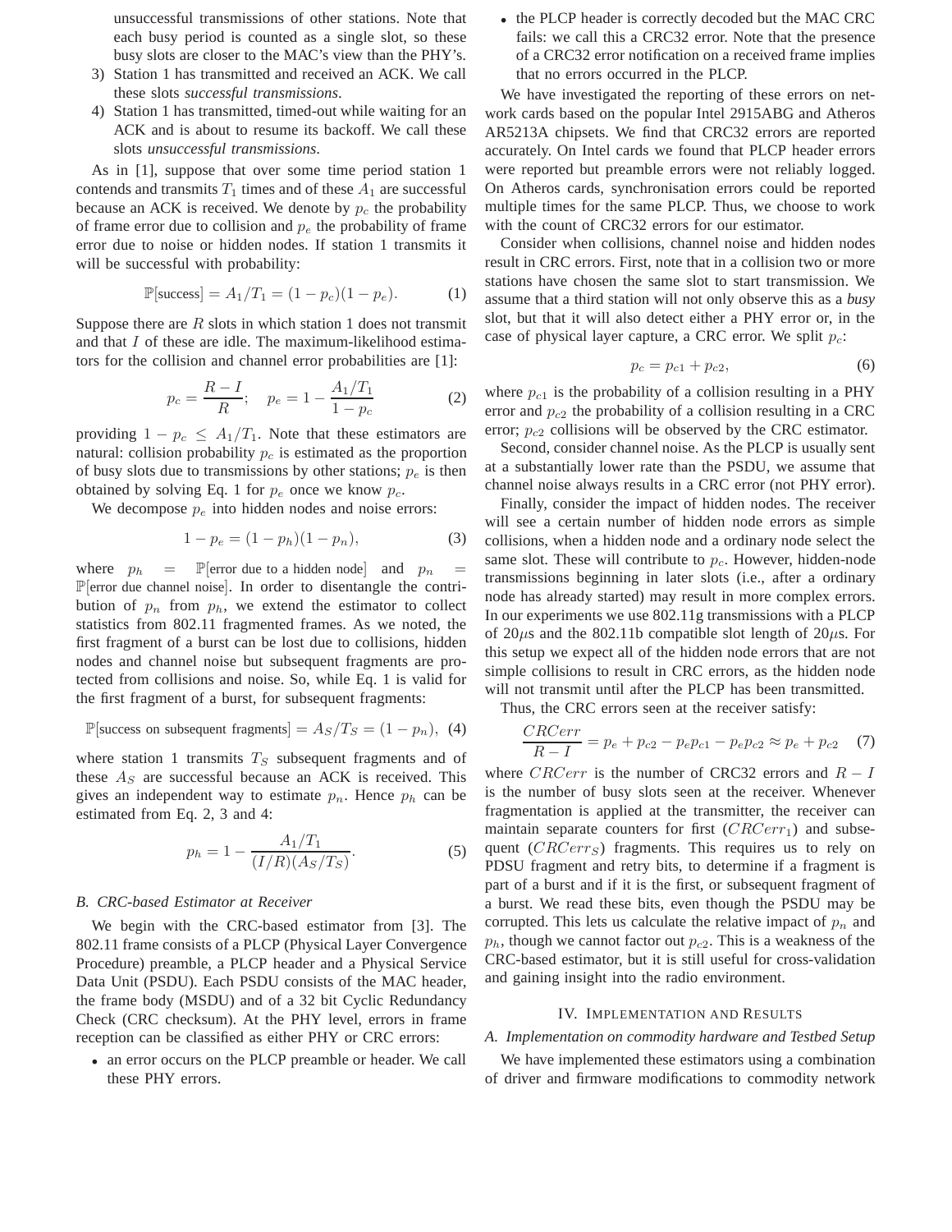unsuccessful transmissions of other stations. Note that each busy period is counted as a single slot, so these busy slots are closer to the MAC's view than the PHY's.

3) Station 1 has transmitted and received an ACK. We call these slots *successful transmissions*.
4) Station 1 has transmitted, timed-out while waiting for an ACK and is about to resume its backoff. We call these slots *unsuccessful transmissions*.

As in [1], suppose that over some time period station 1 contends and transmits $T_1$ times and of these $A_1$ are successful because an ACK is received. We denote by $p_c$ the probability of frame error due to collision and $p_e$ the probability of frame error due to noise or hidden nodes. If station 1 transmits it will be successful with probability:

$$\mathbb{P}[\text{success}] = A_1/T_1 = (1 - p_c)(1 - p_e). \tag{1}$$

Suppose there are $R$ slots in which station 1 does not transmit and that $I$ of these are idle. The maximum-likelihood estimators for the collision and channel error probabilities are [1]:

$$p_c = \frac{R - I}{R}; \quad p_e = 1 - \frac{A_1/T_1}{1 - p_c} \tag{2}$$

providing $1 - p_c \leq A_1/T_1$. Note that these estimators are natural: collision probability $p_c$ is estimated as the proportion of busy slots due to transmissions by other stations; $p_e$ is then obtained by solving Eq. 1 for $p_e$ once we know $p_c$.

We decompose $p_e$ into hidden nodes and noise errors:

$$1 - p_e = (1 - p_h)(1 - p_n), \tag{3}$$

where $p_h = \mathbb{P}[\text{error due to a hidden node}]$ and $p_n = \mathbb{P}[\text{error due channel noise}]$. In order to disentangle the contribution of $p_n$ from $p_h$, we extend the estimator to collect statistics from 802.11 fragmented frames. As we noted, the first fragment of a burst can be lost due to collisions, hidden nodes and channel noise but subsequent fragments are protected from collisions and noise. So, while Eq. 1 is valid for the first fragment of a burst, for subsequent fragments:

$$\mathbb{P}[\text{success on subsequent fragments}] = A_S/T_S = (1 - p_n), \tag{4}$$

where station 1 transmits $T_S$ subsequent fragments and of these $A_S$ are successful because an ACK is received. This gives an independent way to estimate $p_n$. Hence $p_h$ can be estimated from Eq. 2, 3 and 4:

$$p_h = 1 - \frac{A_1/T_1}{(I/R)(A_S/T_S)}. \tag{5}$$

### B. CRC-based Estimator at Receiver

We begin with the CRC-based estimator from [3]. The 802.11 frame consists of a PLCP (Physical Layer Convergence Procedure) preamble, a PLCP header and a Physical Service Data Unit (PSDU). Each PSDU consists of the MAC header, the frame body (MSDU) and of a 32 bit Cyclic Redundancy Check (CRC checksum). At the PHY level, errors in frame reception can be classified as either PHY or CRC errors:

- an error occurs on the PLCP preamble or header. We call these PHY errors.
- the PLCP header is correctly decoded but the MAC CRC fails: we call this a CRC32 error. Note that the presence of a CRC32 error notification on a received frame implies that no errors occurred in the PLCP.

We have investigated the reporting of these errors on network cards based on the popular Intel 2915ABG and Atheros AR5213A chipsets. We find that CRC32 errors are reported accurately. On Intel cards we found that PLCP header errors were reported but preamble errors were not reliably logged. On Atheros cards, synchronisation errors could be reported multiple times for the same PLCP. Thus, we choose to work with the count of CRC32 errors for our estimator.

Consider when collisions, channel noise and hidden nodes result in CRC errors. First, note that in a collision two or more stations have chosen the same slot to start transmission. We assume that a third station will not only observe this as a *busy* slot, but that it will also detect either a PHY error or, in the case of physical layer capture, a CRC error. We split $p_c$:

$$p_c = p_{c1} + p_{c2}, \tag{6}$$

where $p_{c1}$ is the probability of a collision resulting in a PHY error and $p_{c2}$ the probability of a collision resulting in a CRC error; $p_{c2}$ collisions will be observed by the CRC estimator.

Second, consider channel noise. As the PLCP is usually sent at a substantially lower rate than the PSDU, we assume that channel noise always results in a CRC error (not PHY error).

Finally, consider the impact of hidden nodes. The receiver will see a certain number of hidden node errors as simple collisions, when a hidden node and a ordinary node select the same slot. These will contribute to $p_c$. However, hidden-node transmissions beginning in later slots (i.e., after a ordinary node has already started) may result in more complex errors. In our experiments we use 802.11g transmissions with a PLCP of 20$\mu$s and the 802.11b compatible slot length of 20$\mu$s. For this setup we expect all of the hidden node errors that are not simple collisions to result in CRC errors, as the hidden node will not transmit until after the PLCP has been transmitted.

Thus, the CRC errors seen at the receiver satisfy:

$$\frac{CRCerr}{R - I} = p_e + p_{c2} - p_e p_{c1} - p_e p_{c2} \approx p_e + p_{c2} \tag{7}$$

where $CRCerr$ is the number of CRC32 errors and $R - I$ is the number of busy slots seen at the receiver. Whenever fragmentation is applied at the transmitter, the receiver can maintain separate counters for first ($CRCerr_1$) and subsequent ($CRCerr_S$) fragments. This requires us to rely on PDSU fragment and retry bits, to determine if a fragment is part of a burst and if it is the first, or subsequent fragment of a burst. We read these bits, even though the PSDU may be corrupted. This lets us calculate the relative impact of $p_n$ and $p_h$, though we cannot factor out $p_{c2}$. This is a weakness of the CRC-based estimator, but it is still useful for cross-validation and gaining insight into the radio environment.

## IV. Implementation and Results

### A. Implementation on commodity hardware and Testbed Setup

We have implemented these estimators using a combination of driver and firmware modifications to commodity network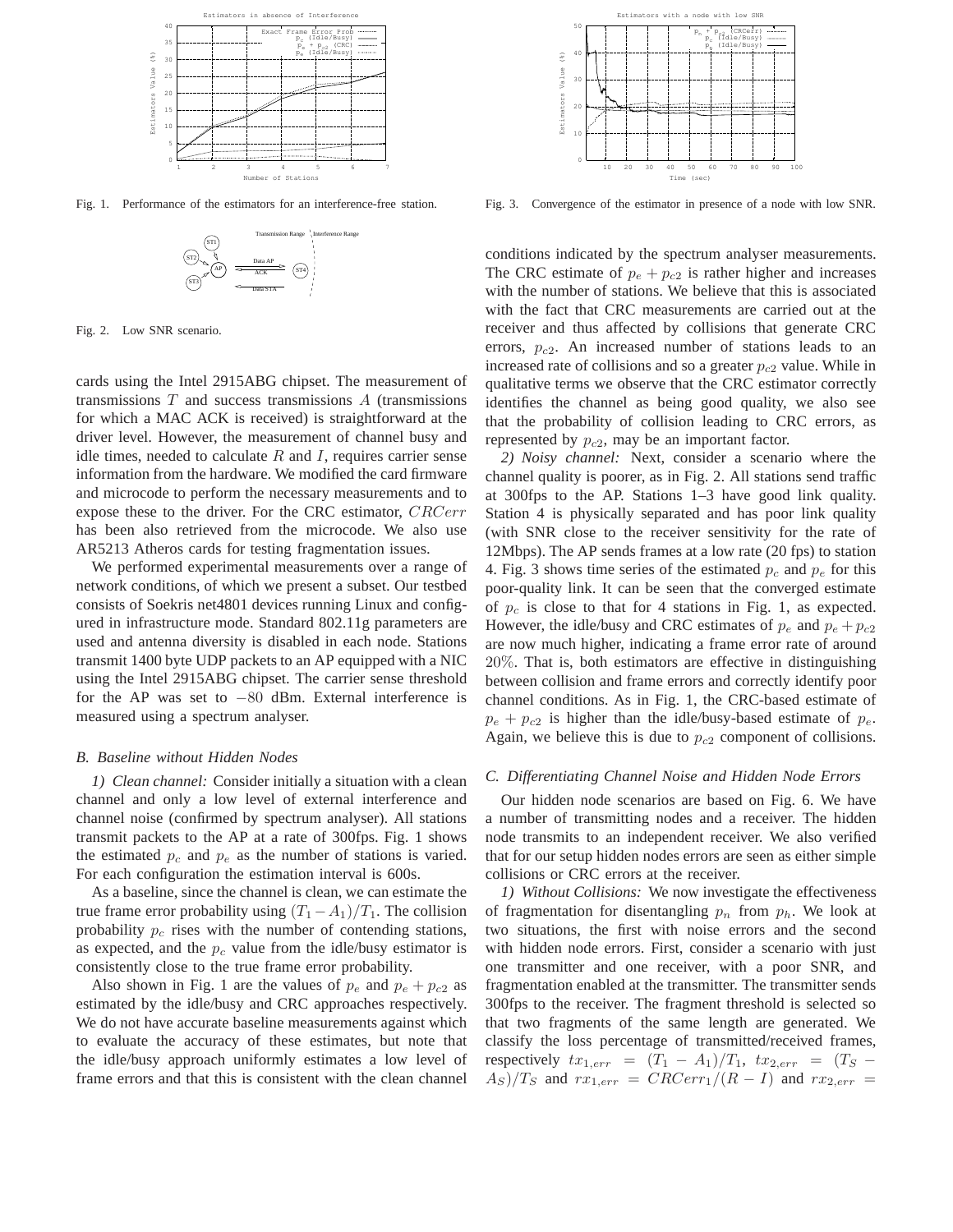Fig. 1. Performance of the estimators for an interference-free station.

Fig. 2. Low SNR scenario.

cards using the Intel 2915ABG chipset. The measurement of transmissions $T$ and success transmissions $A$ (transmissions for which a MAC ACK is received) is straightforward at the driver level. However, the measurement of channel busy and idle times, needed to calculate $R$ and $I$, requires carrier sense information from the hardware. We modified the card firmware and microcode to perform the necessary measurements and to expose these to the driver. For the CRC estimator, $CRCerr$ has been also retrieved from the microcode. We also use AR5213 Atheros cards for testing fragmentation issues.

We performed experimental measurements over a range of network conditions, of which we present a subset. Our testbed consists of Soekris net4801 devices running Linux and configured in infrastructure mode. Standard 802.11g parameters are used and antenna diversity is disabled in each node. Stations transmit 1400 byte UDP packets to an AP equipped with a NIC using the Intel 2915ABG chipset. The carrier sense threshold for the AP was set to $-80$ dBm. External interference is measured using a spectrum analyser.

### B. Baseline without Hidden Nodes

*1) Clean channel:* Consider initially a situation with a clean channel and only a low level of external interference and channel noise (confirmed by spectrum analyser). All stations transmit packets to the AP at a rate of 300fps. Fig. 1 shows the estimated $p_c$ and $p_e$ as the number of stations is varied. For each configuration the estimation interval is 600s.

As a baseline, since the channel is clean, we can estimate the true frame error probability using $(T_1 - A_1)/T_1$. The collision probability $p_c$ rises with the number of contending stations, as expected, and the $p_c$ value from the idle/busy estimator is consistently close to the true frame error probability.

Also shown in Fig. 1 are the values of $p_e$ and $p_e + p_{c2}$ as estimated by the idle/busy and CRC approaches respectively. We do not have accurate baseline measurements against which to evaluate the accuracy of these estimates, but note that the idle/busy approach uniformly estimates a low level of frame errors and that this is consistent with the clean channel conditions indicated by the spectrum analyser measurements. The CRC estimate of $p_e + p_{c2}$ is rather higher and increases with the number of stations. We believe that this is associated with the fact that CRC measurements are carried out at the receiver and thus affected by collisions that generate CRC errors, $p_{c2}$. An increased number of stations leads to an increased rate of collisions and so a greater $p_{c2}$ value. While in qualitative terms we observe that the CRC estimator correctly identifies the channel as being good quality, we also see that the probability of collision leading to CRC errors, as represented by $p_{c2}$, may be an important factor.

*2) Noisy channel:* Next, consider a scenario where the channel quality is poorer, as in Fig. 2. All stations send traffic at 300fps to the AP. Stations 1–3 have good link quality. Station 4 is physically separated and has poor link quality (with SNR close to the receiver sensitivity for the rate of 12Mbps). The AP sends frames at a low rate (20 fps) to station 4. Fig. 3 shows time series of the estimated $p_c$ and $p_e$ for this poor-quality link. It can be seen that the converged estimate of $p_c$ is close to that for 4 stations in Fig. 1, as expected. However, the idle/busy and CRC estimates of $p_e$ and $p_e + p_{c2}$ are now much higher, indicating a frame error rate of around $20\%$. That is, both estimators are effective in distinguishing between collision and frame errors and correctly identify poor channel conditions. As in Fig. 1, the CRC-based estimate of $p_e + p_{c2}$ is higher than the idle/busy-based estimate of $p_e$. Again, we believe this is due to $p_{c2}$ component of collisions.

Fig. 3. Convergence of the estimator in presence of a node with low SNR.

### C. Differentiating Channel Noise and Hidden Node Errors

Our hidden node scenarios are based on Fig. 6. We have a number of transmitting nodes and a receiver. The hidden node transmits to an independent receiver. We also verified that for our setup hidden nodes errors are seen as either simple collisions or CRC errors at the receiver.

*1) Without Collisions:* We now investigate the effectiveness of fragmentation for disentangling $p_n$ from $p_h$. We look at two situations, the first with noise errors and the second with hidden node errors. First, consider a scenario with just one transmitter and one receiver, with a poor SNR, and fragmentation enabled at the transmitter. The transmitter sends 300fps to the receiver. The fragment threshold is selected so that two fragments of the same length are generated. We classify the loss percentage of transmitted/received frames, respectively $tx_{1,err} = (T_1 - A_1)/T_1$, $tx_{2,err} = (T_S - A_S)/T_S$ and $rx_{1,err} = CRCerr_1/(R - I)$ and $rx_{2,err} =$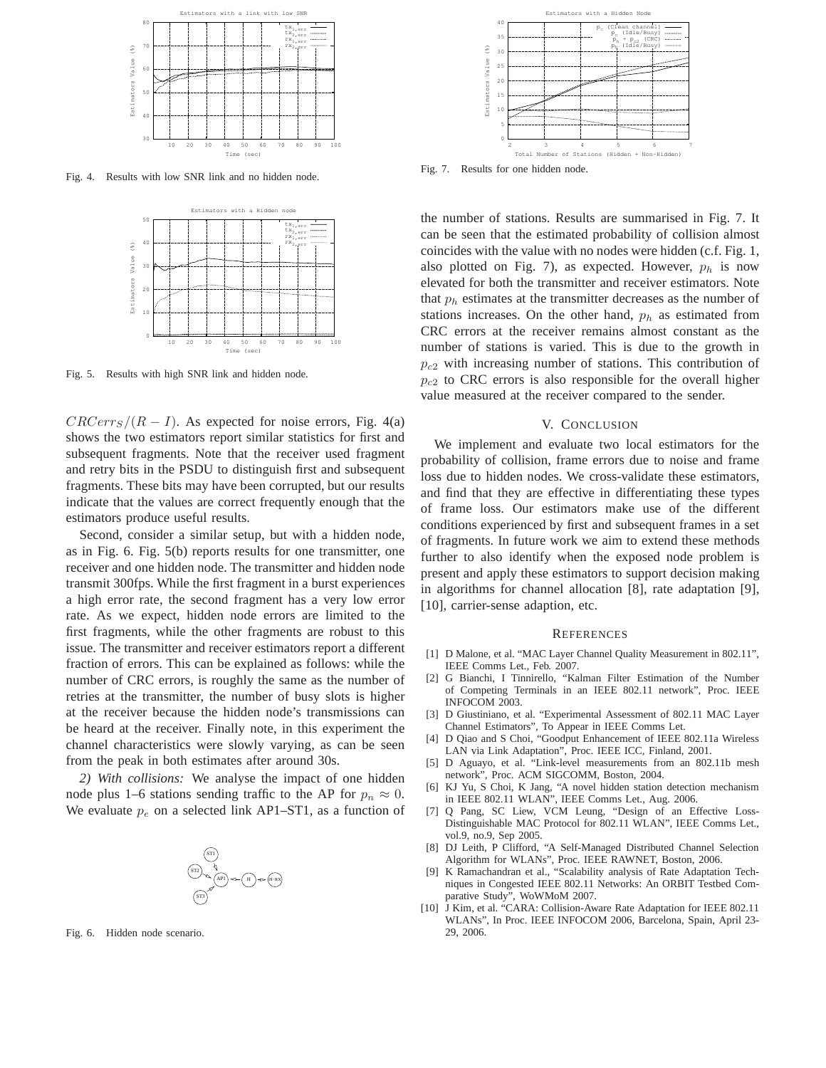Estimators with a link with low SNR

Estimators Value (%)

Time (sec)

$tx_{1,err}$
$tx_{2,err}$
$rx_{1,err}$
$rx_{2,err}$

80
70
60
50
40
30

10 20 30 40 50 60 70 80 90 100

Fig. 4. Results with low SNR link and no hidden node.

Estimators with a Hidden node

Estimators Value (%)

Time (sec)

$tx_{1,err}$
$tx_{2,err}$
$rx_{1,err}$
$rx_{2,err}$

50
40
30
20
10
0

10 20 30 40 50 60 70 80 90 100

Fig. 5. Results with high SNR link and hidden node.

$CRCerrs/(R - I)$. As expected for noise errors, Fig. 4(a) shows the two estimators report similar statistics for first and subsequent fragments. Note that the receiver used fragment and retry bits in the PSDU to distinguish first and subsequent fragments. These bits may have been corrupted, but our results indicate that the values are correct frequently enough that the estimators produce useful results.

Second, consider a similar setup, but with a hidden node, as in Fig. 6. Fig. 5(b) reports results for one transmitter, one receiver and one hidden node. The transmitter and hidden node transmit 300fps. While the first fragment in a burst experiences a high error rate, the second fragment has a very low error rate. As we expect, hidden node errors are limited to the first fragments, while the other fragments are robust to this issue. The transmitter and receiver estimators report a different fraction of errors. This can be explained as follows: while the number of CRC errors, is roughly the same as the number of retries at the transmitter, the number of busy slots is higher at the receiver because the hidden node's transmissions can be heard at the receiver. Finally note, in this experiment the channel characteristics were slowly varying, as can be seen from the peak in both estimates after around 30s.

*2) With collisions:* We analyse the impact of one hidden node plus 1–6 stations sending traffic to the AP for $p_n \approx 0$. We evaluate $p_e$ on a selected link AP1–ST1, as a function of

ST1
ST2
AP1
H
H-RX
ST3

Fig. 6. Hidden node scenario.

Estimators with a Hidden Node

Estimators Value (%)

Total Number of Stations (Hidden + Non-Hidden)

$p_c$ (Clean channel)
$p_c$ (Idle/Busy)
$p_h + p_{c2}$ (CRC)
$p_h$ (Idle/Busy)

40
35
30
25
20
15
10
5
0

2 3 4 5 6 7

Fig. 7. Results for one hidden node.

the number of stations. Results are summarised in Fig. 7. It can be seen that the estimated probability of collision almost coincides with the value with no nodes were hidden (c.f. Fig. 1, also plotted on Fig. 7), as expected. However, $p_h$ is now elevated for both the transmitter and receiver estimators. Note that $p_h$ estimates at the transmitter decreases as the number of stations increases. On the other hand, $p_h$ as estimated from CRC errors at the receiver remains almost constant as the number of stations is varied. This is due to the growth in $p_{c2}$ with increasing number of stations. This contribution of $p_{c2}$ to CRC errors is also responsible for the overall higher value measured at the receiver compared to the sender.

## V. Conclusion

We implement and evaluate two local estimators for the probability of collision, frame errors due to noise and frame loss due to hidden nodes. We cross-validate these estimators, and find that they are effective in differentiating these types of frame loss. Our estimators make use of the different conditions experienced by first and subsequent frames in a set of fragments. In future work we aim to extend these methods further to also identify when the exposed node problem is present and apply these estimators to support decision making in algorithms for channel allocation [8], rate adaptation [9], [10], carrier-sense adaption, etc.

## References

[1] D Malone, et al. "MAC Layer Channel Quality Measurement in 802.11", IEEE Comms Let., Feb. 2007.

[2] G Bianchi, I Tinnirello, "Kalman Filter Estimation of the Number of Competing Terminals in an IEEE 802.11 network", Proc. IEEE INFOCOM 2003.

[3] D Giustiniano, et al. "Experimental Assessment of 802.11 MAC Layer Channel Estimators", To Appear in IEEE Comms Let.

[4] D Qiao and S Choi, "Goodput Enhancement of IEEE 802.11a Wireless LAN via Link Adaptation", Proc. IEEE ICC, Finland, 2001.

[5] D Aguayo, et al. "Link-level measurements from an 802.11b mesh network", Proc. ACM SIGCOMM, Boston, 2004.

[6] KJ Yu, S Choi, K Jang, "A novel hidden station detection mechanism in IEEE 802.11 WLAN", IEEE Comms Let., Aug. 2006.

[7] Q Pang, SC Liew, VCM Leung, "Design of an Effective Loss-Distinguishable MAC Protocol for 802.11 WLAN", IEEE Comms Let., vol.9, no.9, Sep 2005.

[8] DJ Leith, P Clifford, "A Self-Managed Distributed Channel Selection Algorithm for WLANs", Proc. IEEE RAWNET, Boston, 2006.

[9] K Ramachandran et al., "Scalability analysis of Rate Adaptation Techniques in Congested IEEE 802.11 Networks: An ORBIT Testbed Comparative Study", WoWMoM 2007.

[10] J Kim, et al. "CARA: Collision-Aware Rate Adaptation for IEEE 802.11 WLANs", In Proc. IEEE INFOCOM 2006, Barcelona, Spain, April 23-29, 2006.